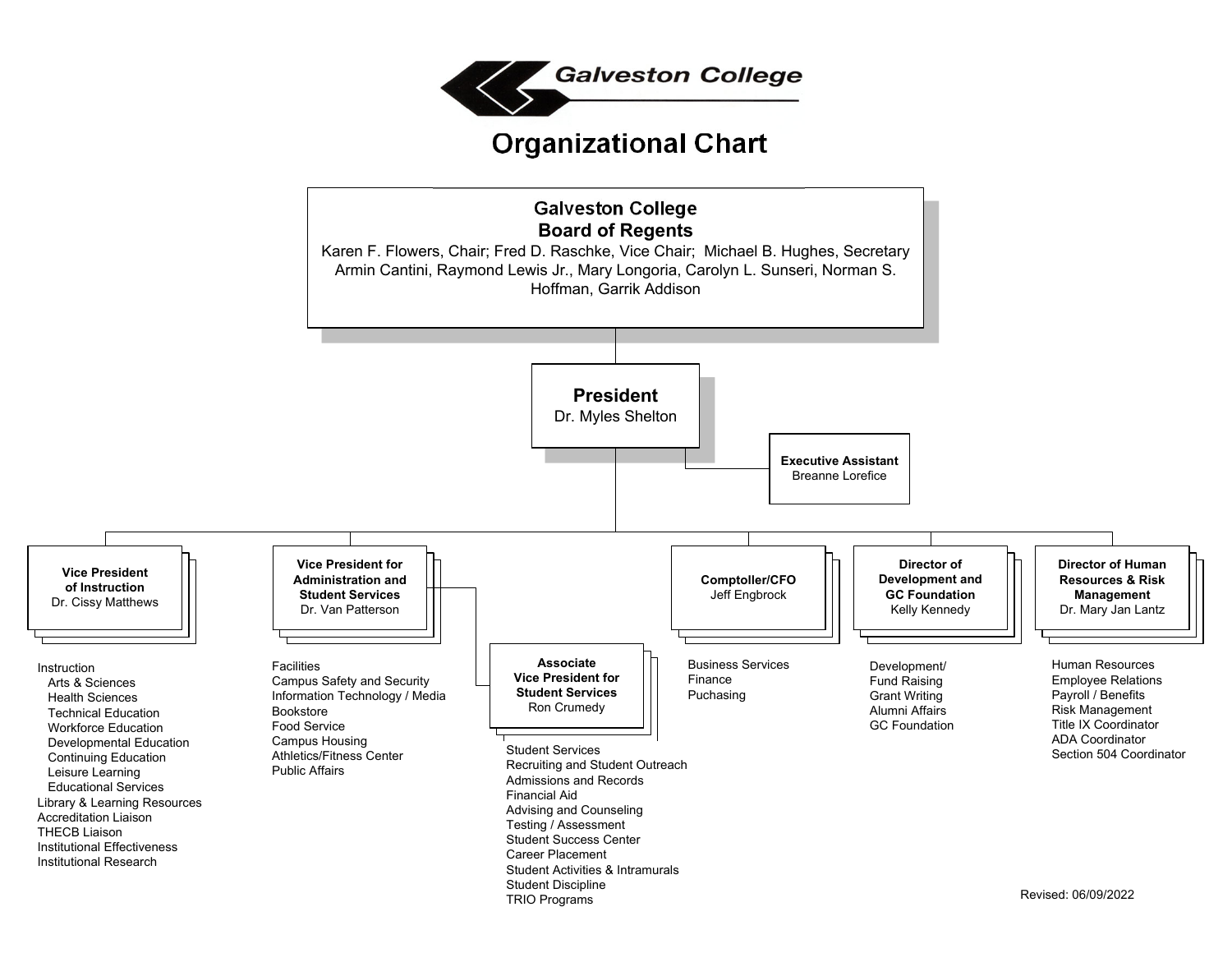# Galveston College

## Organizational Chart

### Galveston College Board of Regents

Karen F. Flowers, Chair; Fred D. Raschke, Vice Chair; Michael B. Hughes, Secretary
Armin Cantini, Raymond Lewis Jr., Mary Longoria, Carolyn L. Sunseri, Norman S. Hoffman, Garrik Addison

### President

Dr. Myles Shelton

#### Executive Assistant

Breanne Lorefice

#### Vice President of Instruction

Dr. Cissy Matthews

- Instruction
  - Arts & Sciences
  - Health Sciences
  - Technical Education
  - Workforce Education
  - Developmental Education
  - Continuing Education
  - Leisure Learning
  - Educational Services
- Library & Learning Resources
- Accreditation Liaison
- THECB Liaison
- Institutional Effectiveness
- Institutional Research

#### Vice President for Administration and Student Services

Dr. Van Patterson

- Facilities
- Campus Safety and Security
- Information Technology / Media
- Bookstore
- Food Service
- Campus Housing
- Athletics/Fitness Center
- Public Affairs

##### Associate Vice President for Student Services

Ron Crumedy

- Student Services
- Recruiting and Student Outreach
- Admissions and Records
- Financial Aid
- Advising and Counseling
- Testing / Assessment
- Student Success Center
- Career Placement
- Student Activities & Intramurals
- Student Discipline
- TRIO Programs

#### Comptoller/CFO

Jeff Engbrock

- Business Services
- Finance
- Puchasing

#### Director of Development and GC Foundation

Kelly Kennedy

- Development/ Fund Raising
- Grant Writing
- Alumni Affairs
- GC Foundation

#### Director of Human Resources & Risk Management

Dr. Mary Jan Lantz

- Human Resources
- Employee Relations
- Payroll / Benefits
- Risk Management
- Title IX Coordinator
- ADA Coordinator
- Section 504 Coordinator

Revised: 06/09/2022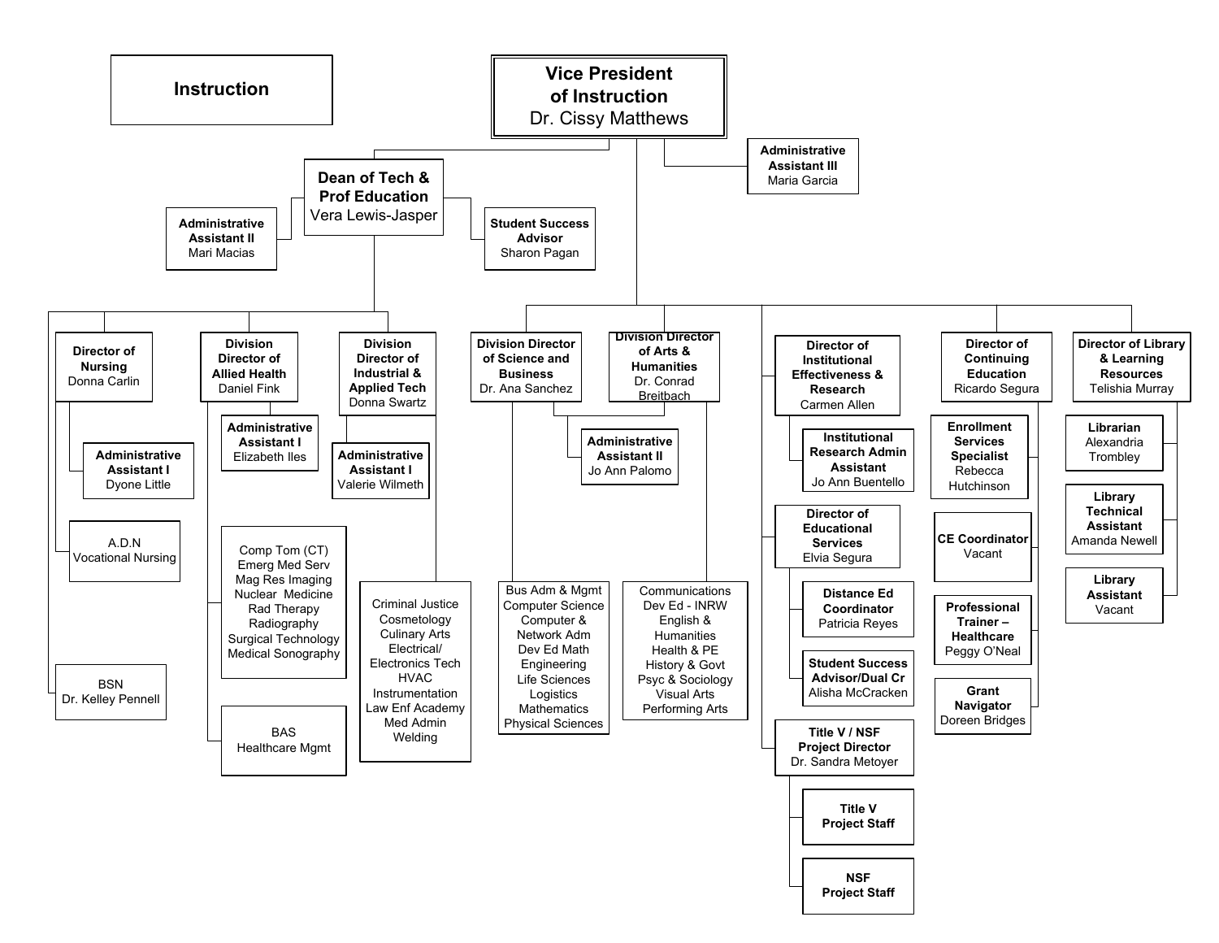# Instruction

## Vice President of Instruction
Dr. Cissy Matthews

- **Administrative Assistant III** – Maria Garcia

### Dean of Tech & Prof Education
Vera Lewis-Jasper

- **Administrative Assistant II** – Mari Macias
- **Student Success Advisor** – Sharon Pagan

#### Director of Nursing
Donna Carlin

- **Administrative Assistant I** – Dyone Little
- A.D.N
  Vocational Nursing
- BSN
  Dr. Kelley Pennell

#### Division Director of Allied Health
Daniel Fink

- **Administrative Assistant I** – Elizabeth Iles
- Comp Tom (CT)
  Emerg Med Serv
  Mag Res Imaging
  Nuclear Medicine
  Rad Therapy
  Radiography
  Surgical Technology
  Medical Sonography
- BAS
  Healthcare Mgmt

#### Division Director of Industrial & Applied Tech
Donna Swartz

- **Administrative Assistant I** – Valerie Wilmeth
- Criminal Justice
  Cosmetology
  Culinary Arts
  Electrical/
  Electronics Tech
  HVAC
  Instrumentation
  Law Enf Academy
  Med Admin
  Welding

### Division Director of Science and Business
Dr. Ana Sanchez

- Bus Adm & Mgmt
  Computer Science
  Computer &
  Network Adm
  Dev Ed Math
  Engineering
  Life Sciences
  Logistics
  Mathematics
  Physical Sciences

### Division Director of Arts & Humanities
Dr. Conrad Breitbach

- Communications
  Dev Ed - INRW
  English &
  Humanities
  Health & PE
  History & Govt
  Psyc & Sociology
  Visual Arts
  Performing Arts

**Administrative Assistant II** – Jo Ann Palomo (shared by Division Director of Science and Business and Division Director of Arts & Humanities)

### Director of Institutional Effectiveness & Research
Carmen Allen

- **Institutional Research Admin Assistant** – Jo Ann Buentello

### Director of Educational Services
Elvia Segura

- **Distance Ed Coordinator** – Patricia Reyes
- **Student Success Advisor/Dual Cr** – Alisha McCracken

### Title V / NSF Project Director
Dr. Sandra Metoyer

- **Title V Project Staff**
- **NSF Project Staff**

### Director of Continuing Education
Ricardo Segura

- **Enrollment Services Specialist** – Rebecca Hutchinson
- **CE Coordinator** – Vacant
- **Professional Trainer – Healthcare** – Peggy O'Neal
- **Grant Navigator** – Doreen Bridges

### Director of Library & Learning Resources
Telishia Murray

- **Librarian** – Alexandria Trombley
- **Library Technical Assistant** – Amanda Newell
- **Library Assistant** – Vacant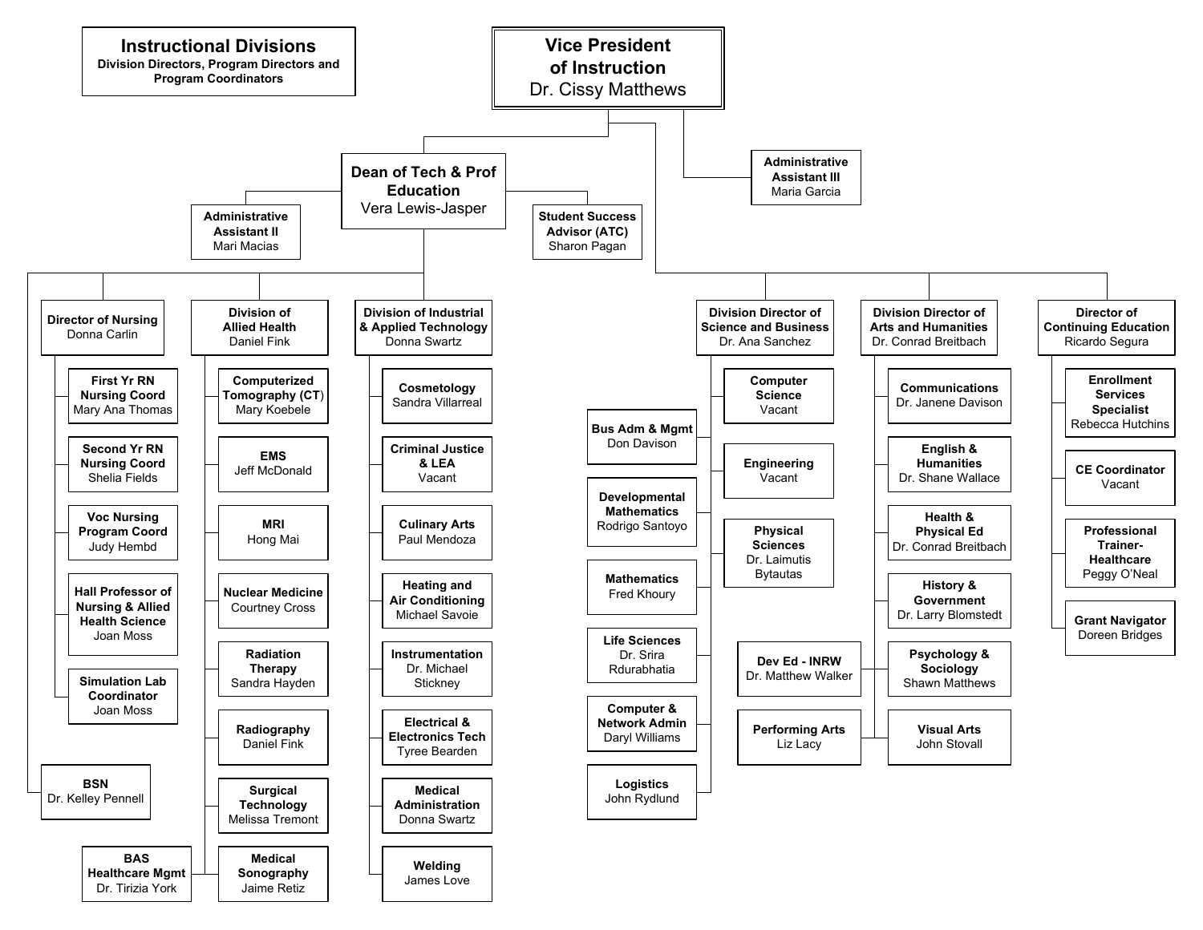# Instructional Divisions

**Division Directors, Program Directors and Program Coordinators**

## Vice President of Instruction
Dr. Cissy Matthews

- **Administrative Assistant III** — Maria Garcia

### Dean of Tech & Prof Education
Vera Lewis-Jasper

- **Administrative Assistant II** — Mari Macias
- **Student Success Advisor (ATC)** — Sharon Pagan

#### Director of Nursing
Donna Carlin

- **First Yr RN Nursing Coord** — Mary Ana Thomas
- **Second Yr RN Nursing Coord** — Shelia Fields
- **Voc Nursing Program Coord** — Judy Hembd
- **Hall Professor of Nursing & Allied Health Science** — Joan Moss
- **Simulation Lab Coordinator** — Joan Moss

#### BSN
Dr. Kelley Pennell

#### Division of Allied Health
Daniel Fink

- **Computerized Tomography (CT)** — Mary Koebele
- **EMS** — Jeff McDonald
- **MRI** — Hong Mai
- **Nuclear Medicine** — Courtney Cross
- **Radiation Therapy** — Sandra Hayden
- **Radiography** — Daniel Fink
- **Surgical Technology** — Melissa Tremont
- **Medical Sonography** — Jaime Retiz
- **BAS Healthcare Mgmt** — Dr. Tirizia York

#### Division of Industrial & Applied Technology
Donna Swartz

- **Cosmetology** — Sandra Villarreal
- **Criminal Justice & LEA** — Vacant
- **Culinary Arts** — Paul Mendoza
- **Heating and Air Conditioning** — Michael Savoie
- **Instrumentation** — Dr. Michael Stickney
- **Electrical & Electronics Tech** — Tyree Bearden
- **Medical Administration** — Donna Swartz
- **Welding** — James Love

### Division Director of Science and Business
Dr. Ana Sanchez

- **Computer Science** — Vacant
- **Engineering** — Vacant
- **Physical Sciences** — Dr. Laimutis Bytautas
- **Bus Adm & Mgmt** — Don Davison
- **Developmental Mathematics** — Rodrigo Santoyo
- **Mathematics** — Fred Khoury
- **Life Sciences** — Dr. Srira Rdurabhatia
- **Computer & Network Admin** — Daryl Williams
- **Logistics** — John Rydlund

### Division Director of Arts and Humanities
Dr. Conrad Breitbach

- **Communications** — Dr. Janene Davison
- **English & Humanities** — Dr. Shane Wallace
- **Health & Physical Ed** — Dr. Conrad Breitbach
- **History & Government** — Dr. Larry Blomstedt
- **Psychology & Sociology** — Shawn Matthews
- **Visual Arts** — John Stovall
- **Dev Ed - INRW** — Dr. Matthew Walker
- **Performing Arts** — Liz Lacy

### Director of Continuing Education
Ricardo Segura

- **Enrollment Services Specialist** — Rebecca Hutchins
- **CE Coordinator** — Vacant
- **Professional Trainer-Healthcare** — Peggy O'Neal
- **Grant Navigator** — Doreen Bridges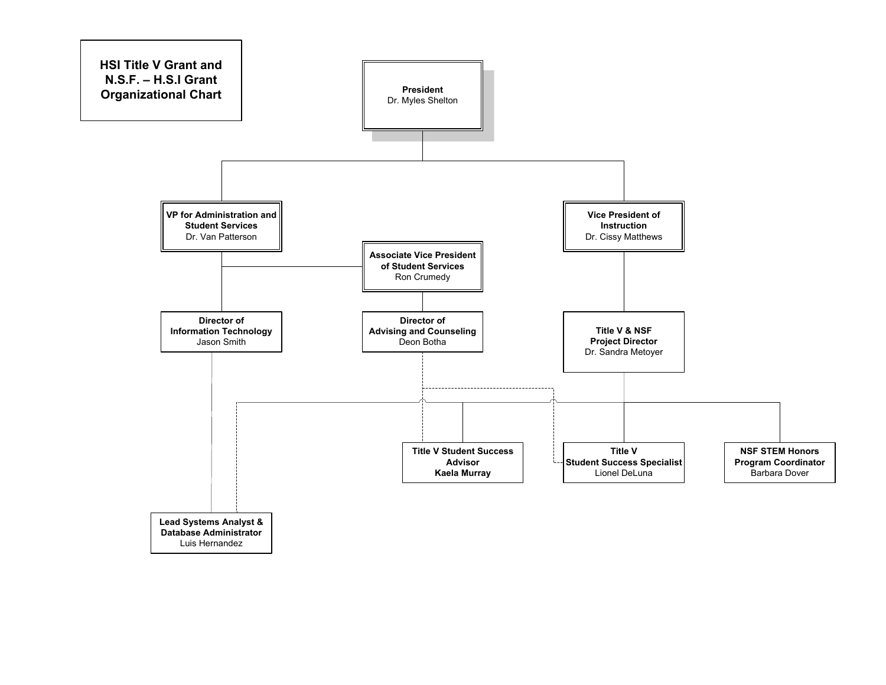# HSI Title V Grant and N.S.F. – H.S.I Grant Organizational Chart

**President**
Dr. Myles Shelton

**VP for Administration and Student Services**
Dr. Van Patterson

**Vice President of Instruction**
Dr. Cissy Matthews

**Associate Vice President of Student Services**
Ron Crumedy

**Director of Information Technology**
Jason Smith

**Director of Advising and Counseling**
Deon Botha

**Title V & NSF Project Director**
Dr. Sandra Metoyer

**Title V Student Success Advisor**
**Kaela Murray**

**Title V Student Success Specialist**
Lionel DeLuna

**NSF STEM Honors Program Coordinator**
Barbara Dover

**Lead Systems Analyst & Database Administrator**
Luis Hernandez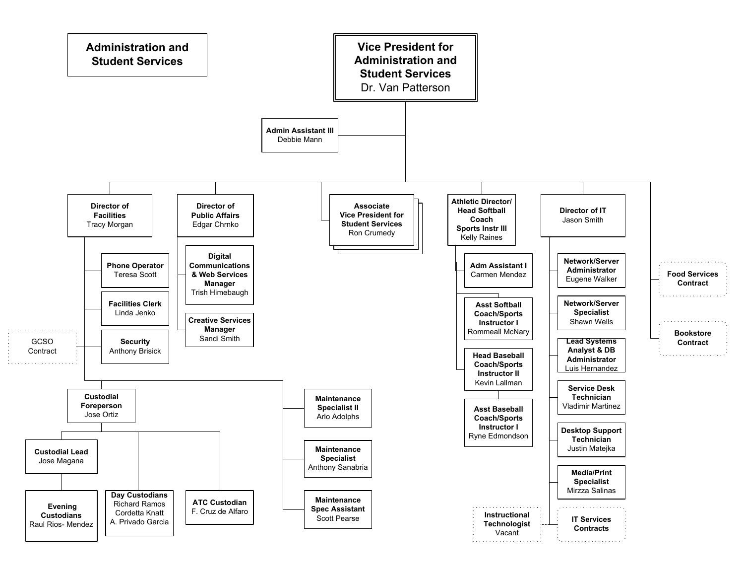# Administration and Student Services

## Vice President for Administration and Student Services
Dr. Van Patterson

- **Admin Assistant III** – Debbie Mann

### Director of Facilities
Tracy Morgan

- **Phone Operator** – Teresa Scott
- **Facilities Clerk** – Linda Jenko
- **Security** – Anthony Brisick
  - GCSO Contract
- **Custodial Foreperson** – Jose Ortiz
  - **Custodial Lead** – Jose Magana
    - **Evening Custodians** – Raul Rios- Mendez
  - **Day Custodians** – Richard Ramos, Cordetta Knatt, A. Privado Garcia
  - **ATC Custodian** – F. Cruz de Alfaro
- **Maintenance Specialist II** – Arlo Adolphs
- **Maintenance Specialist** – Anthony Sanabria
- **Maintenance Spec Assistant** – Scott Pearse

### Director of Public Affairs
Edgar Chrnko

- **Digital Communications & Web Services Manager** – Trish Himebaugh
- **Creative Services Manager** – Sandi Smith

### Associate Vice President for Student Services
Ron Crumedy

### Athletic Director/ Head Softball Coach Sports Instr III
Kelly Raines

- **Adm Assistant I** – Carmen Mendez
- **Asst Softball Coach/Sports Instructor I** – Rommeall McNary
- **Head Baseball Coach/Sports Instructor II** – Kevin Lallman
  - **Asst Baseball Coach/Sports Instructor I** – Ryne Edmondson

### Director of IT
Jason Smith

- **Network/Server Administrator** – Eugene Walker
- **Network/Server Specialist** – Shawn Wells
- **Lead Systems Analyst & DB Administrator** – Luis Hernandez
- **Service Desk Technician** – Vladimir Martinez
- **Desktop Support Technician** – Justin Matejka
- **Media/Print Specialist** – Mirzza Salinas
- **IT Services Contracts**
- **Instructional Technologist** – Vacant

### Contracts
- **Food Services Contract**
- **Bookstore Contract**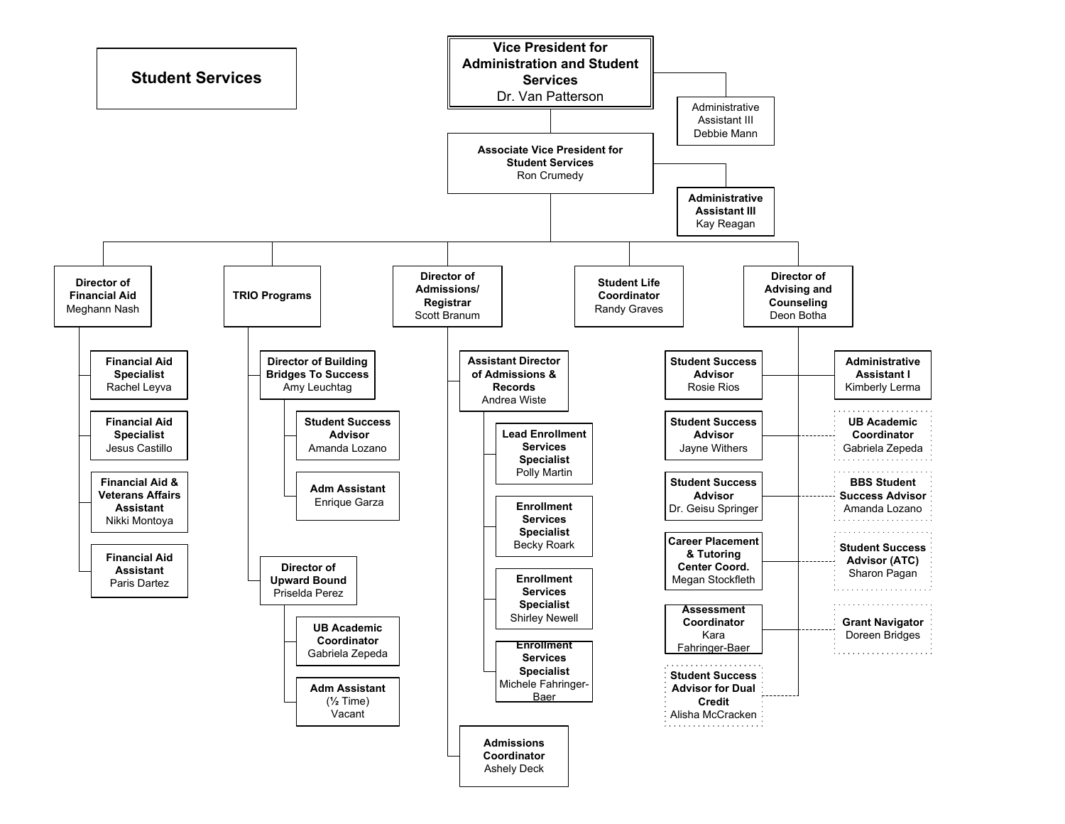# Student Services

- **Vice President for Administration and Student Services** — Dr. Van Patterson
  - Administrative Assistant III — Debbie Mann
  - **Associate Vice President for Student Services** — Ron Crumedy
    - **Administrative Assistant III** — Kay Reagan
    - **Director of Financial Aid** — Meghann Nash
      - **Financial Aid Specialist** — Rachel Leyva
      - **Financial Aid Specialist** — Jesus Castillo
      - **Financial Aid & Veterans Affairs Assistant** — Nikki Montoya
      - **Financial Aid Assistant** — Paris Dartez
    - **TRIO Programs**
      - **Director of Building Bridges To Success** — Amy Leuchtag
        - **Student Success Advisor** — Amanda Lozano
        - **Adm Assistant** — Enrique Garza
      - **Director of Upward Bound** — Priselda Perez
        - **UB Academic Coordinator** — Gabriela Zepeda
        - **Adm Assistant** (½ Time) — Vacant
    - **Director of Admissions/ Registrar** — Scott Branum
      - **Assistant Director of Admissions & Records** — Andrea Wiste
        - **Lead Enrollment Services Specialist** — Polly Martin
        - **Enrollment Services Specialist** — Becky Roark
        - **Enrollment Services Specialist** — Shirley Newell
        - **Enrollment Services Specialist** — Michele Fahringer-Baer
      - **Admissions Coordinator** — Ashely Deck
    - **Student Life Coordinator** — Randy Graves
    - **Director of Advising and Counseling** — Deon Botha
      - **Student Success Advisor** — Rosie Rios
      - **Student Success Advisor** — Jayne Withers
      - **Student Success Advisor** — Dr. Geisu Springer
      - **Career Placement & Tutoring Center Coord.** — Megan Stockfleth
      - **Assessment Coordinator** — Kara Fahringer-Baer
      - **Student Success Advisor for Dual Credit** — Alisha McCracken (dotted line)
      - **Administrative Assistant I** — Kimberly Lerma
      - **UB Academic Coordinator** — Gabriela Zepeda (dotted line)
      - **BBS Student Success Advisor** — Amanda Lozano (dotted line)
      - **Student Success Advisor (ATC)** — Sharon Pagan (dotted line)
      - **Grant Navigator** — Doreen Bridges (dotted line)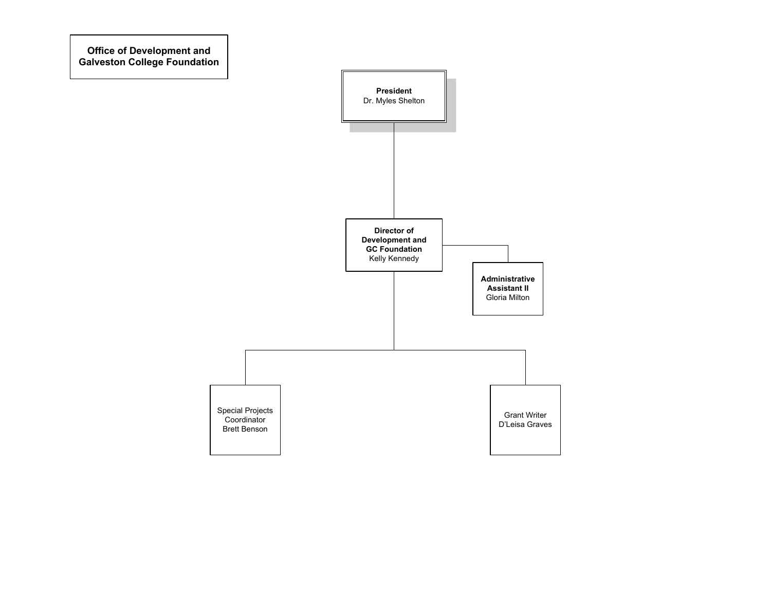# Office of Development and Galveston College Foundation

**President**
Dr. Myles Shelton

**Director of Development and GC Foundation**
Kelly Kennedy

**Administrative Assistant II**
Gloria Milton

Special Projects Coordinator
Brett Benson

Grant Writer
D'Leisa Graves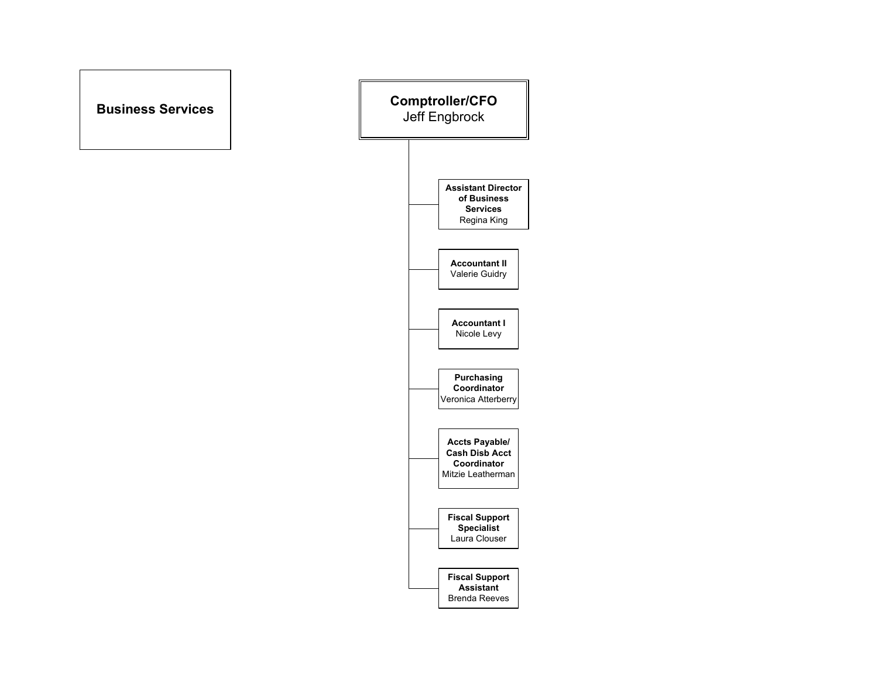# Business Services

## Comptroller/CFO
Jeff Engbrock

- **Assistant Director of Business Services**
  Regina King
- **Accountant II**
  Valerie Guidry
- **Accountant I**
  Nicole Levy
- **Purchasing Coordinator**
  Veronica Atterberry
- **Accts Payable/ Cash Disb Acct Coordinator**
  Mitzie Leatherman
- **Fiscal Support Specialist**
  Laura Clouser
- **Fiscal Support Assistant**
  Brenda Reeves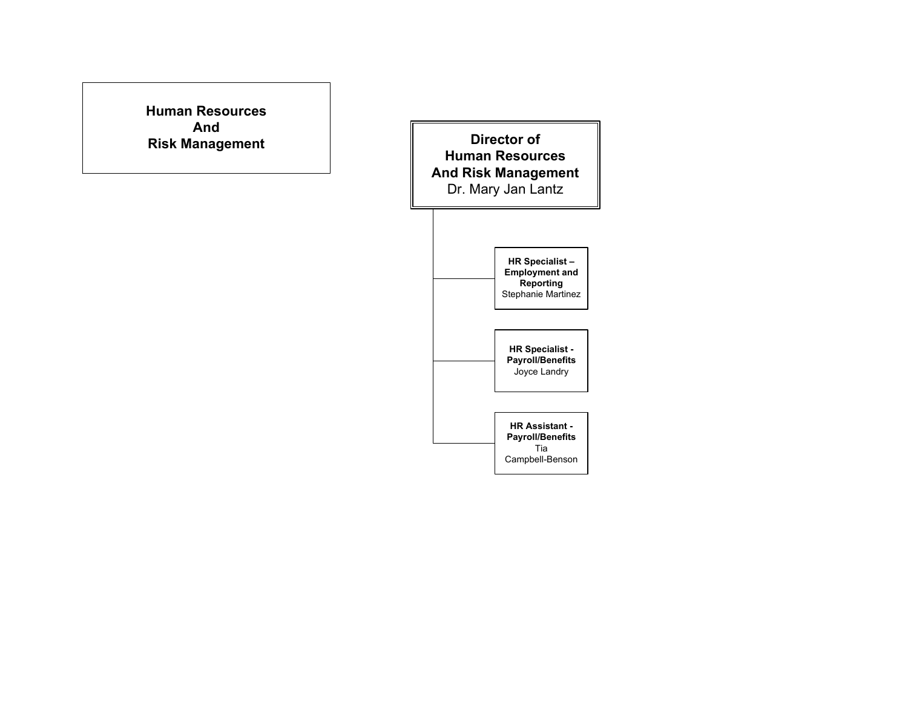# Human Resources And Risk Management

**Director of Human Resources And Risk Management**
Dr. Mary Jan Lantz

- **HR Specialist – Employment and Reporting**
  Stephanie Martinez
- **HR Specialist - Payroll/Benefits**
  Joyce Landry
- **HR Assistant - Payroll/Benefits**
  Tia Campbell-Benson